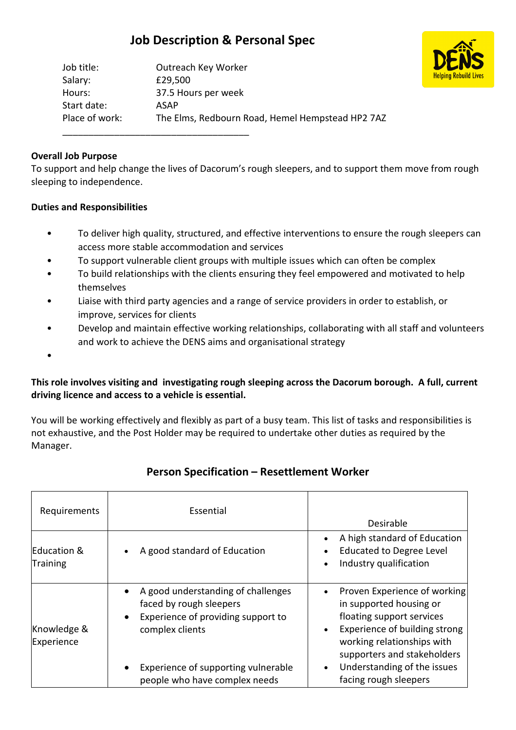# Job Description & Personal Spec

| | |
|---|---|
| Job title: | Outreach Key Worker |
| Salary: | £29,500 |
| Hours: | 37.5 Hours per week |
| Start date: | ASAP |
| Place of work: | The Elms, Redbourn Road, Hemel Hempstead HP2 7AZ |

DENS Helping Rebuild Lives

---

**Overall Job Purpose**

To support and help change the lives of Dacorum's rough sleepers, and to support them move from rough sleeping to independence.

**Duties and Responsibilities**

- To deliver high quality, structured, and effective interventions to ensure the rough sleepers can access more stable accommodation and services
- To support vulnerable client groups with multiple issues which can often be complex
- To build relationships with the clients ensuring they feel empowered and motivated to help themselves
- Liaise with third party agencies and a range of service providers in order to establish, or improve, services for clients
- Develop and maintain effective working relationships, collaborating with all staff and volunteers and work to achieve the DENS aims and organisational strategy
- 

**This role involves visiting and investigating rough sleeping across the Dacorum borough. A full, current driving licence and access to a vehicle is essential.**

You will be working effectively and flexibly as part of a busy team. This list of tasks and responsibilities is not exhaustive, and the Post Holder may be required to undertake other duties as required by the Manager.

## Person Specification – Resettlement Worker

| Requirements | Essential | Desirable |
|---|---|---|
| Education & Training | • A good standard of Education | • A high standard of Education<br>• Educated to Degree Level<br>• Industry qualification |
| Knowledge & Experience | • A good understanding of challenges faced by rough sleepers<br>• Experience of providing support to complex clients<br>• Experience of supporting vulnerable people who have complex needs | • Proven Experience of working in supported housing or floating support services<br>• Experience of building strong working relationships with supporters and stakeholders<br>• Understanding of the issues facing rough sleepers |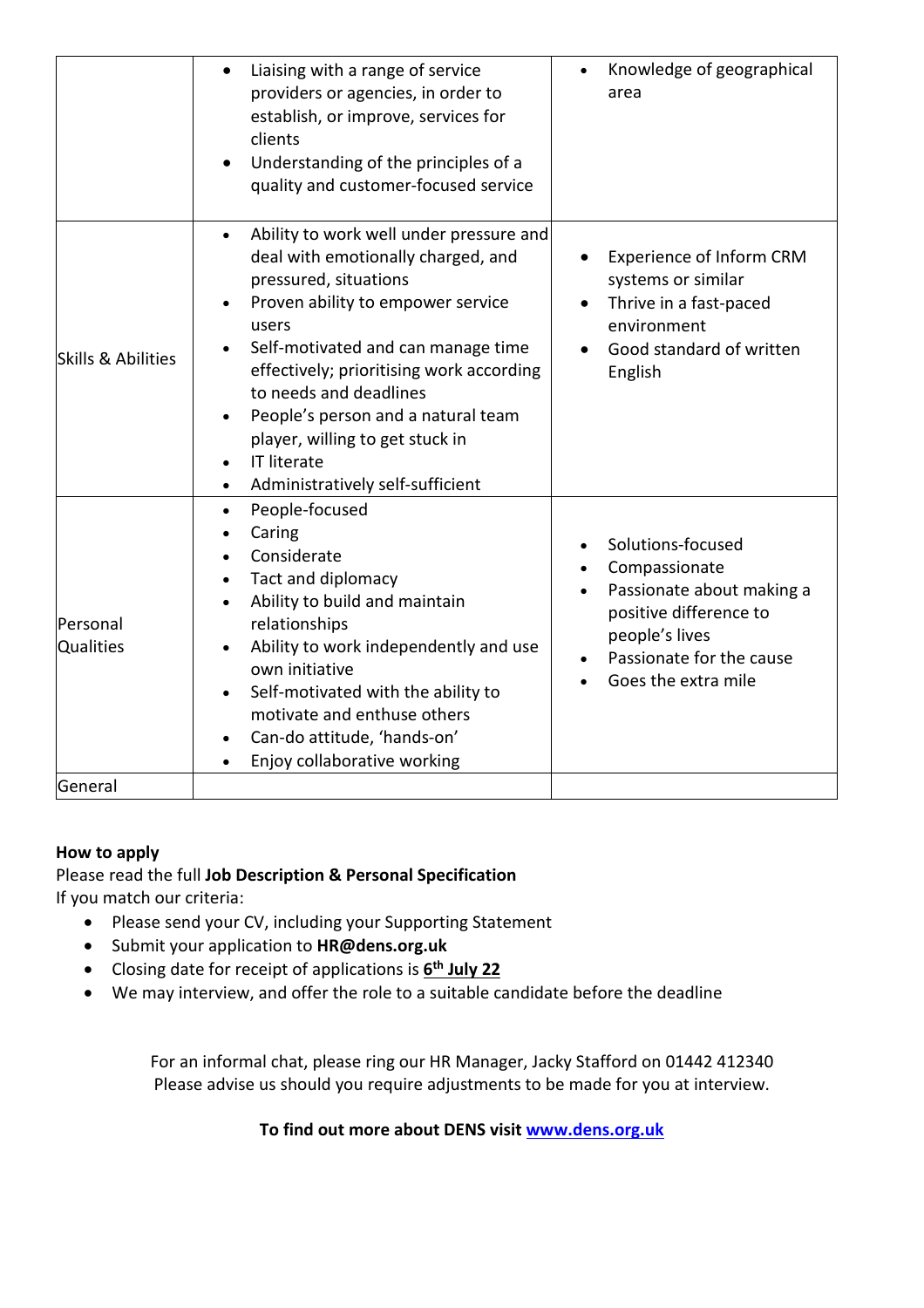| | | |
|---|---|---|
| | • Liaising with a range of service providers or agencies, in order to establish, or improve, services for clients<br>• Understanding of the principles of a quality and customer-focused service | • Knowledge of geographical area |
| Skills & Abilities | • Ability to work well under pressure and deal with emotionally charged, and pressured, situations<br>• Proven ability to empower service users<br>• Self-motivated and can manage time effectively; prioritising work according to needs and deadlines<br>• People's person and a natural team player, willing to get stuck in<br>• IT literate<br>• Administratively self-sufficient | • Experience of Inform CRM systems or similar<br>• Thrive in a fast-paced environment<br>• Good standard of written English |
| Personal Qualities | • People-focused<br>• Caring<br>• Considerate<br>• Tact and diplomacy<br>• Ability to build and maintain relationships<br>• Ability to work independently and use own initiative<br>• Self-motivated with the ability to motivate and enthuse others<br>• Can-do attitude, 'hands-on'<br>• Enjoy collaborative working | • Solutions-focused<br>• Compassionate<br>• Passionate about making a positive difference to people's lives<br>• Passionate for the cause<br>• Goes the extra mile |
| General | | |

**How to apply**

Please read the full **Job Description & Personal Specification**

If you match our criteria:

- Please send your CV, including your Supporting Statement
- Submit your application to **HR@dens.org.uk**
- Closing date for receipt of applications is **6th July 22**
- We may interview, and offer the role to a suitable candidate before the deadline

For an informal chat, please ring our HR Manager, Jacky Stafford on 01442 412340

Please advise us should you require adjustments to be made for you at interview.

**To find out more about DENS visit [www.dens.org.uk](http://www.dens.org.uk)**